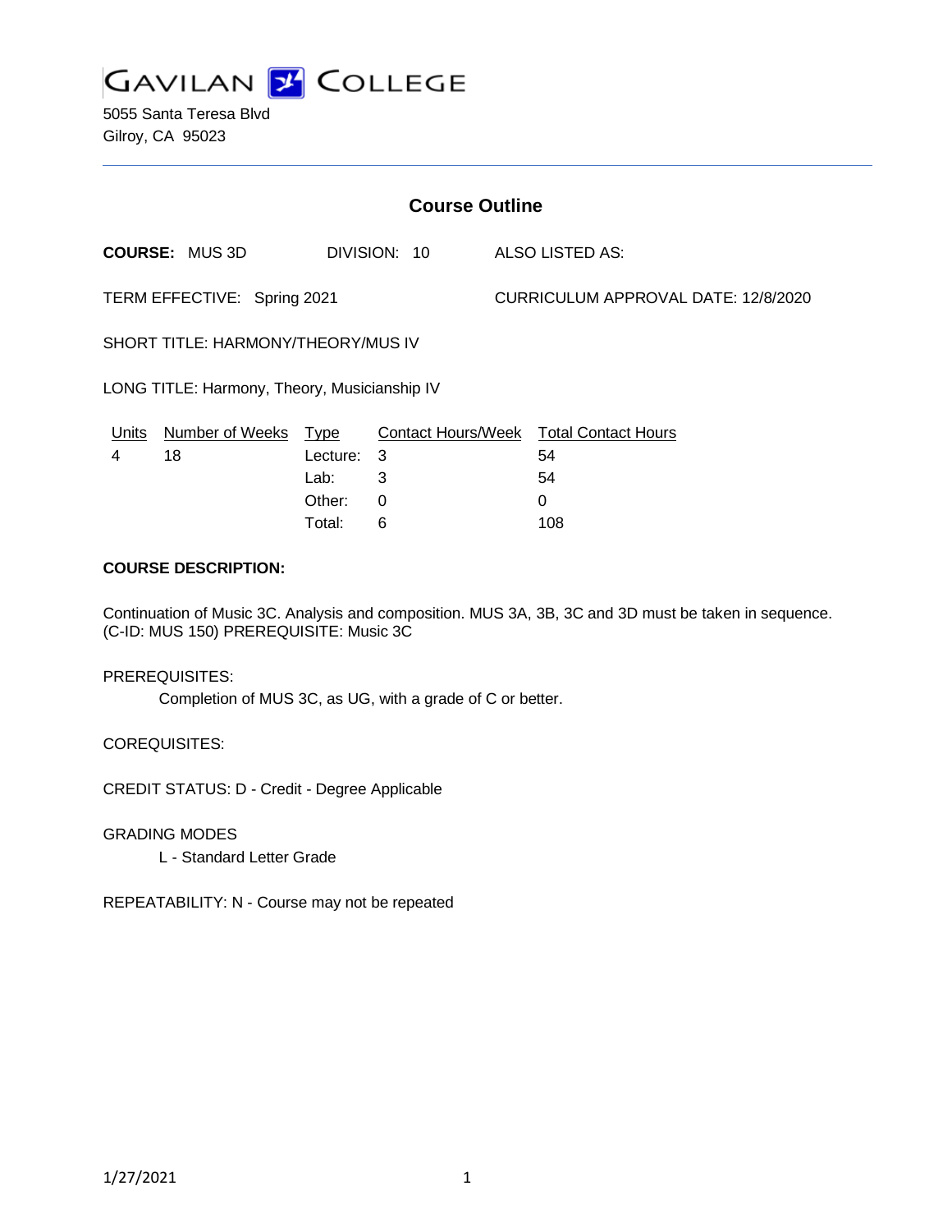# GAVILAN COLLEGE

5055 Santa Teresa Blvd
Gilroy, CA 95023

## Course Outline

**COURSE:** MUS 3D DIVISION: 10 ALSO LISTED AS:

TERM EFFECTIVE: Spring 2021 CURRICULUM APPROVAL DATE: 12/8/2020

SHORT TITLE: HARMONY/THEORY/MUS IV

LONG TITLE: Harmony, Theory, Musicianship IV

| Units | Number of Weeks | Type | Contact Hours/Week | Total Contact Hours |
|---|---|---|---|---|
| 4 | 18 | Lecture: | 3 | 54 |
| | | Lab: | 3 | 54 |
| | | Other: | 0 | 0 |
| | | Total: | 6 | 108 |

**COURSE DESCRIPTION:**

Continuation of Music 3C. Analysis and composition. MUS 3A, 3B, 3C and 3D must be taken in sequence. (C-ID: MUS 150) PREREQUISITE: Music 3C

PREREQUISITES:

Completion of MUS 3C, as UG, with a grade of C or better.

COREQUISITES:

CREDIT STATUS: D - Credit - Degree Applicable

GRADING MODES

L - Standard Letter Grade

REPEATABILITY: N - Course may not be repeated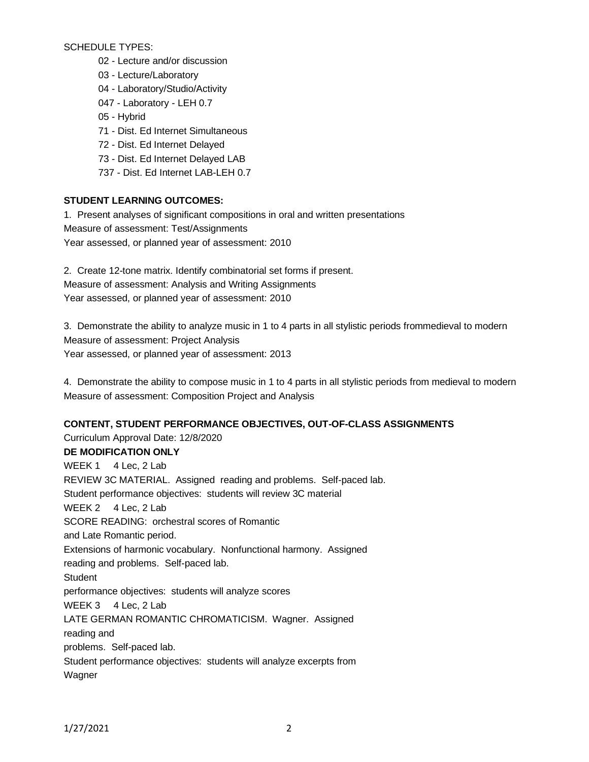SCHEDULE TYPES:

- 02 - Lecture and/or discussion
- 03 - Lecture/Laboratory
- 04 - Laboratory/Studio/Activity
- 047 - Laboratory - LEH 0.7
- 05 - Hybrid
- 71 - Dist. Ed Internet Simultaneous
- 72 - Dist. Ed Internet Delayed
- 73 - Dist. Ed Internet Delayed LAB
- 737 - Dist. Ed Internet LAB-LEH 0.7

**STUDENT LEARNING OUTCOMES:**

1. Present analyses of significant compositions in oral and written presentations
Measure of assessment: Test/Assignments
Year assessed, or planned year of assessment: 2010

2. Create 12-tone matrix. Identify combinatorial set forms if present.
Measure of assessment: Analysis and Writing Assignments
Year assessed, or planned year of assessment: 2010

3. Demonstrate the ability to analyze music in 1 to 4 parts in all stylistic periods frommedieval to modern
Measure of assessment: Project Analysis
Year assessed, or planned year of assessment: 2013

4. Demonstrate the ability to compose music in 1 to 4 parts in all stylistic periods from medieval to modern
Measure of assessment: Composition Project and Analysis

**CONTENT, STUDENT PERFORMANCE OBJECTIVES, OUT-OF-CLASS ASSIGNMENTS**

Curriculum Approval Date: 12/8/2020

**DE MODIFICATION ONLY**

WEEK 1 4 Lec, 2 Lab
REVIEW 3C MATERIAL. Assigned reading and problems. Self-paced lab.
Student performance objectives: students will review 3C material

WEEK 2 4 Lec, 2 Lab
SCORE READING: orchestral scores of Romantic and Late Romantic period.
Extensions of harmonic vocabulary. Nonfunctional harmony. Assigned reading and problems. Self-paced lab.
Student performance objectives: students will analyze scores

WEEK 3 4 Lec, 2 Lab
LATE GERMAN ROMANTIC CHROMATICISM. Wagner. Assigned reading and problems. Self-paced lab.
Student performance objectives: students will analyze excerpts from Wagner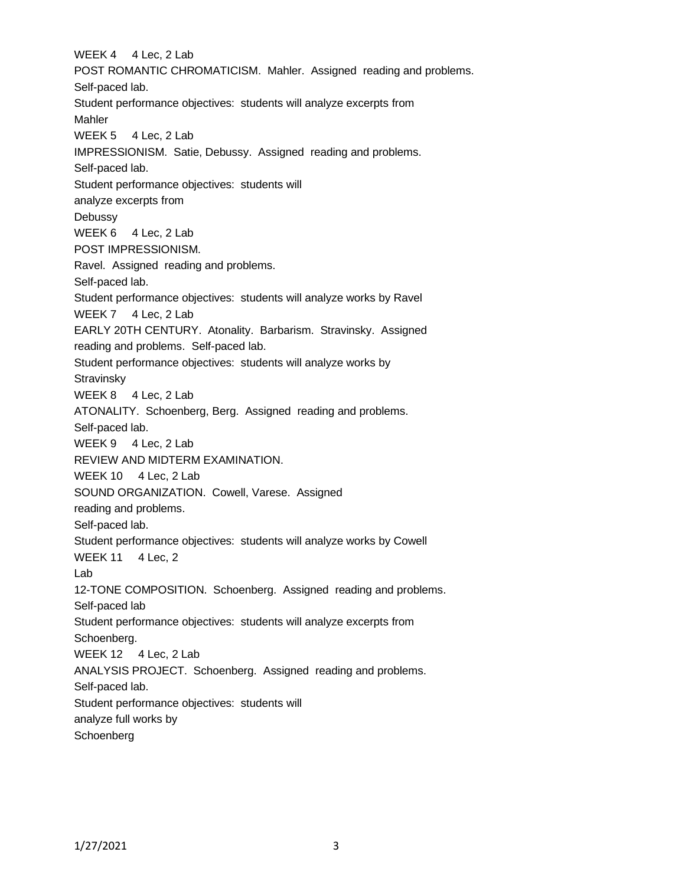WEEK 4 4 Lec, 2 Lab
POST ROMANTIC CHROMATICISM. Mahler. Assigned reading and problems.
Self-paced lab.
Student performance objectives: students will analyze excerpts from Mahler

WEEK 5 4 Lec, 2 Lab
IMPRESSIONISM. Satie, Debussy. Assigned reading and problems.
Self-paced lab.
Student performance objectives: students will analyze excerpts from Debussy

WEEK 6 4 Lec, 2 Lab
POST IMPRESSIONISM.
Ravel. Assigned reading and problems.
Self-paced lab.
Student performance objectives: students will analyze works by Ravel

WEEK 7 4 Lec, 2 Lab
EARLY 20TH CENTURY. Atonality. Barbarism. Stravinsky. Assigned reading and problems. Self-paced lab.
Student performance objectives: students will analyze works by Stravinsky

WEEK 8 4 Lec, 2 Lab
ATONALITY. Schoenberg, Berg. Assigned reading and problems.
Self-paced lab.

WEEK 9 4 Lec, 2 Lab
REVIEW AND MIDTERM EXAMINATION.

WEEK 10 4 Lec, 2 Lab
SOUND ORGANIZATION. Cowell, Varese. Assigned reading and problems.
Self-paced lab.
Student performance objectives: students will analyze works by Cowell

WEEK 11 4 Lec, 2 Lab
12-TONE COMPOSITION. Schoenberg. Assigned reading and problems.
Self-paced lab
Student performance objectives: students will analyze excerpts from Schoenberg.

WEEK 12 4 Lec, 2 Lab
ANALYSIS PROJECT. Schoenberg. Assigned reading and problems.
Self-paced lab.
Student performance objectives: students will analyze full works by Schoenberg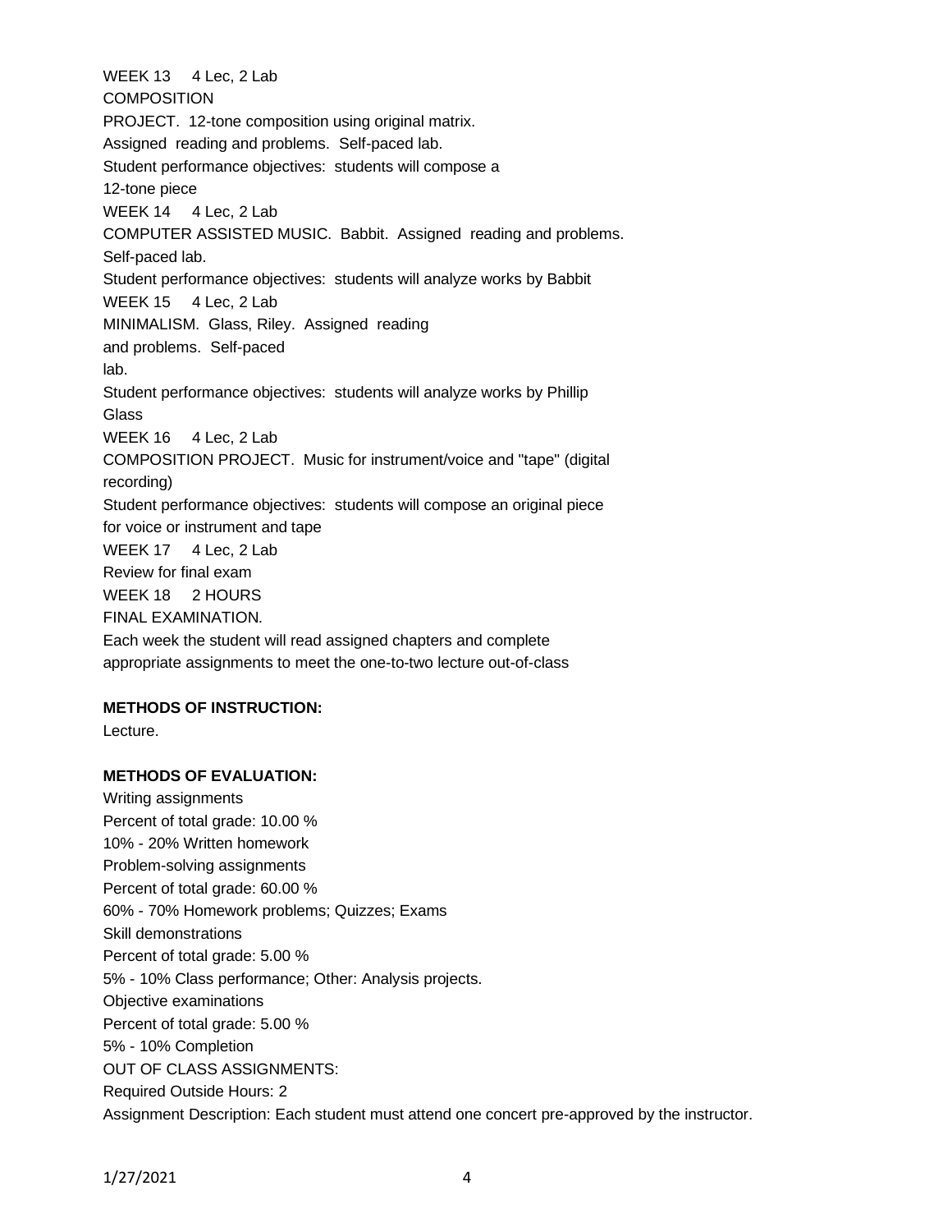WEEK 13 4 Lec, 2 Lab
COMPOSITION
PROJECT. 12-tone composition using original matrix.
Assigned reading and problems. Self-paced lab.
Student performance objectives: students will compose a
12-tone piece
WEEK 14 4 Lec, 2 Lab
COMPUTER ASSISTED MUSIC. Babbit. Assigned reading and problems.
Self-paced lab.
Student performance objectives: students will analyze works by Babbit
WEEK 15 4 Lec, 2 Lab
MINIMALISM. Glass, Riley. Assigned reading
and problems. Self-paced
lab.
Student performance objectives: students will analyze works by Phillip
Glass
WEEK 16 4 Lec, 2 Lab
COMPOSITION PROJECT. Music for instrument/voice and "tape" (digital
recording)
Student performance objectives: students will compose an original piece
for voice or instrument and tape
WEEK 17 4 Lec, 2 Lab
Review for final exam
WEEK 18 2 HOURS
FINAL EXAMINATION.
Each week the student will read assigned chapters and complete
appropriate assignments to meet the one-to-two lecture out-of-class

**METHODS OF INSTRUCTION:**

Lecture.

**METHODS OF EVALUATION:**

Writing assignments
Percent of total grade: 10.00 %
10% - 20% Written homework
Problem-solving assignments
Percent of total grade: 60.00 %
60% - 70% Homework problems; Quizzes; Exams
Skill demonstrations
Percent of total grade: 5.00 %
5% - 10% Class performance; Other: Analysis projects.
Objective examinations
Percent of total grade: 5.00 %
5% - 10% Completion
OUT OF CLASS ASSIGNMENTS:
Required Outside Hours: 2
Assignment Description: Each student must attend one concert pre-approved by the instructor.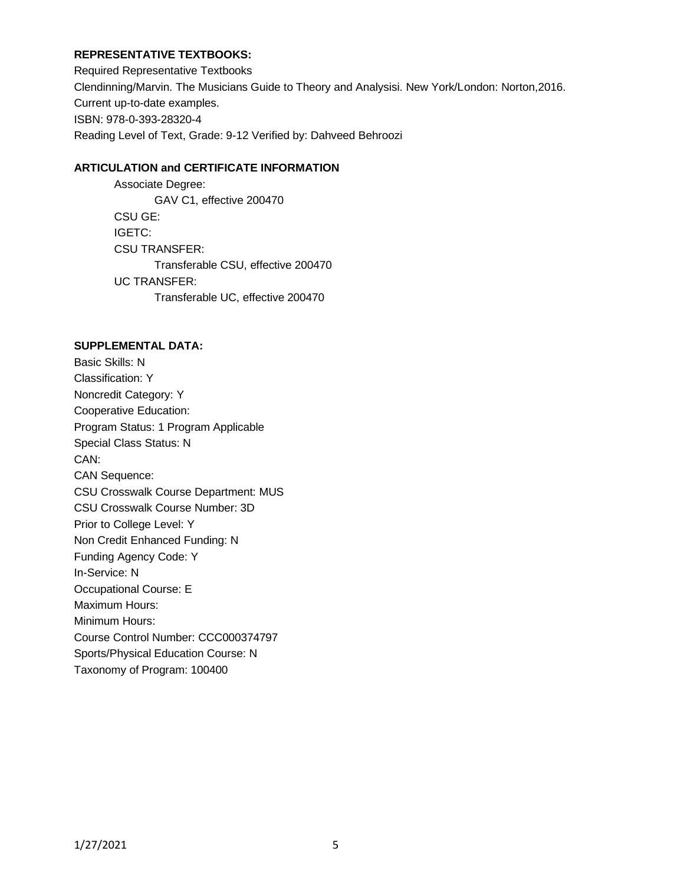**REPRESENTATIVE TEXTBOOKS:**

Required Representative Textbooks
Clendinning/Marvin. The Musicians Guide to Theory and Analysisi. New York/London: Norton,2016.
Current up-to-date examples.
ISBN: 978-0-393-28320-4
Reading Level of Text, Grade: 9-12 Verified by: Dahveed Behroozi

**ARTICULATION and CERTIFICATE INFORMATION**

Associate Degree:
GAV C1, effective 200470
CSU GE:
IGETC:
CSU TRANSFER:
Transferable CSU, effective 200470
UC TRANSFER:
Transferable UC, effective 200470

**SUPPLEMENTAL DATA:**

Basic Skills: N
Classification: Y
Noncredit Category: Y
Cooperative Education:
Program Status: 1 Program Applicable
Special Class Status: N
CAN:
CAN Sequence:
CSU Crosswalk Course Department: MUS
CSU Crosswalk Course Number: 3D
Prior to College Level: Y
Non Credit Enhanced Funding: N
Funding Agency Code: Y
In-Service: N
Occupational Course: E
Maximum Hours:
Minimum Hours:
Course Control Number: CCC000374797
Sports/Physical Education Course: N
Taxonomy of Program: 100400